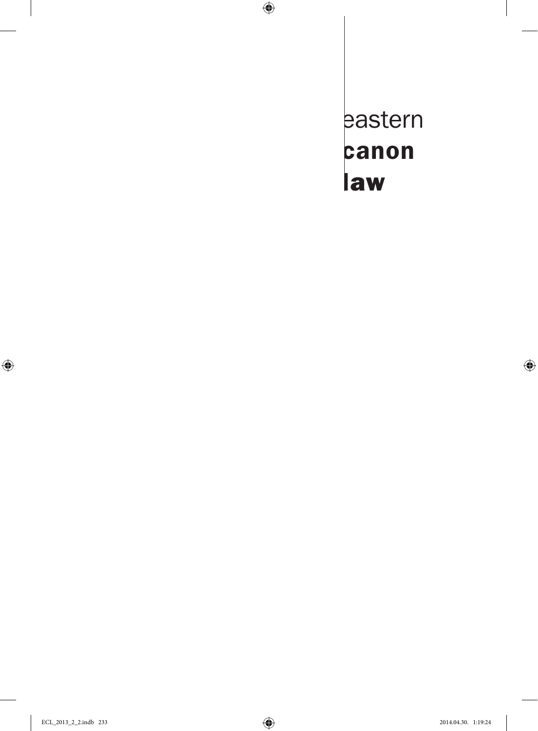eastern
**canon**
**law**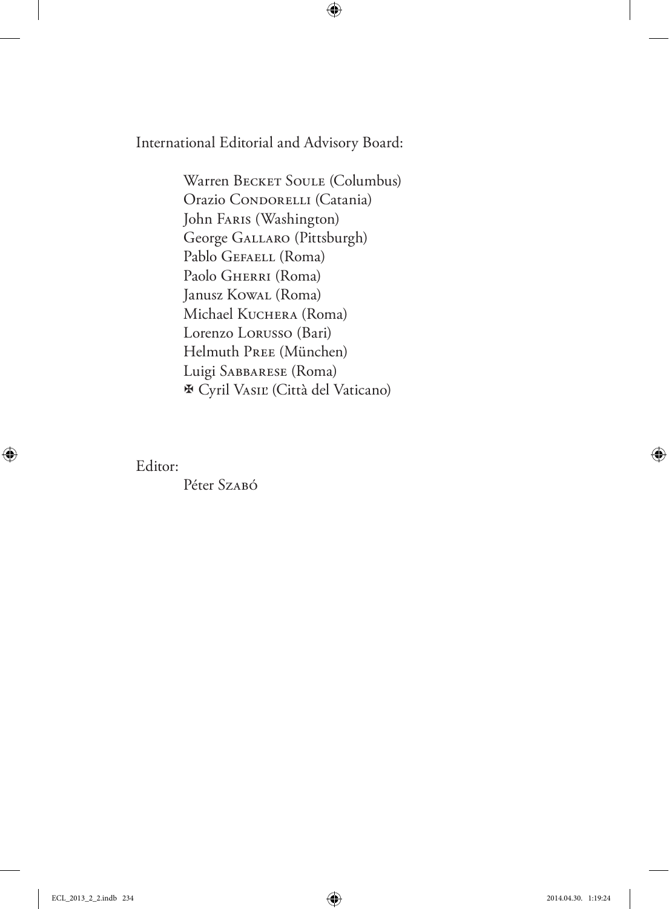International Editorial and Advisory Board:

Warren Becket Soule (Columbus)
Orazio Condorelli (Catania)
John Faris (Washington)
George Gallaro (Pittsburgh)
Pablo Gefaell (Roma)
Paolo Gherri (Roma)
Janusz Kowal (Roma)
Michael Kuchera (Roma)
Lorenzo Lorusso (Bari)
Helmuth Pree (München)
Luigi Sabbarese (Roma)
✠ Cyril Vasiľ (Città del Vaticano)

Editor:

Péter Szabó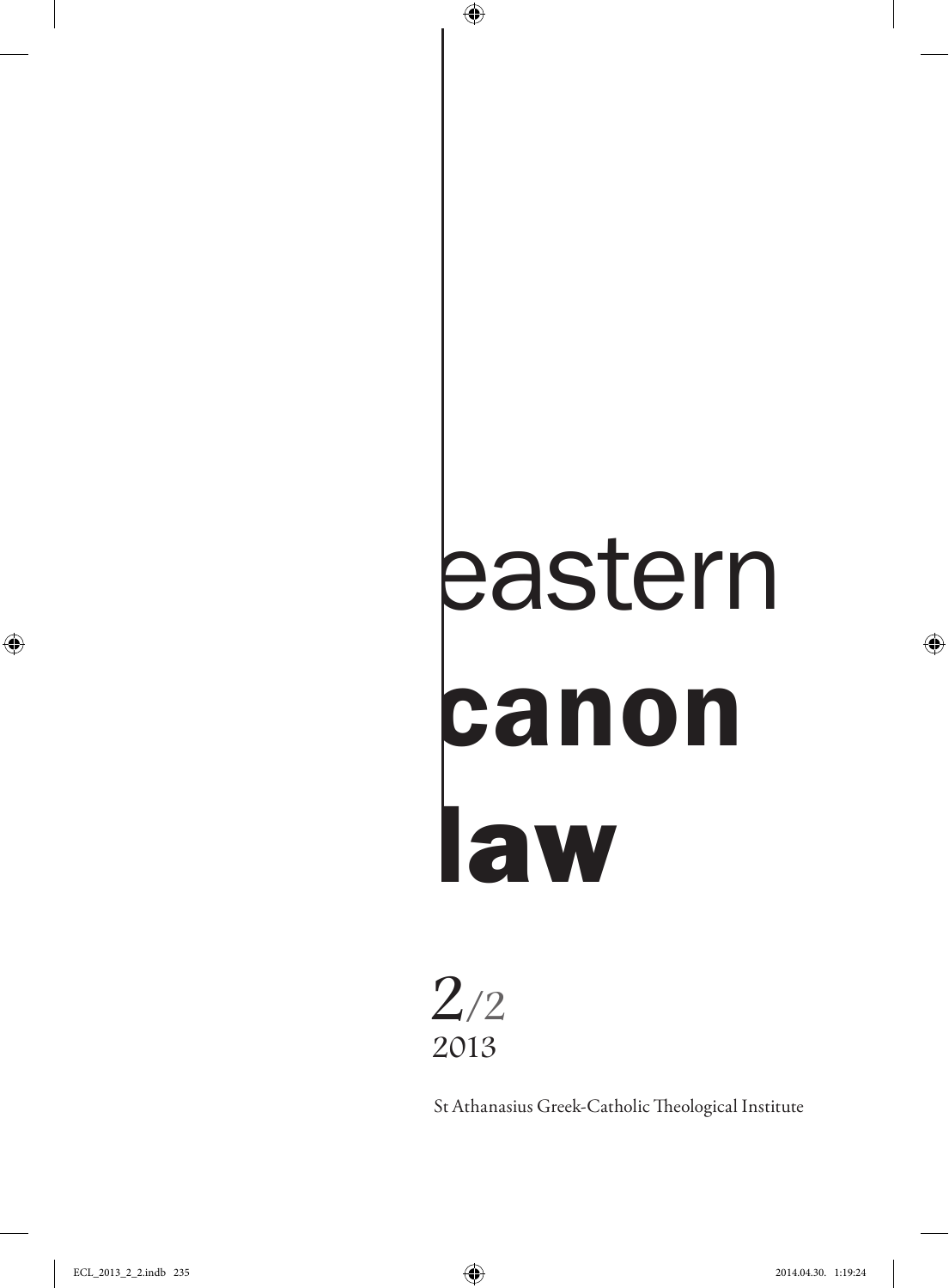# eastern **canon law**

*2*/2
2013

St Athanasius Greek-Catholic Theological Institute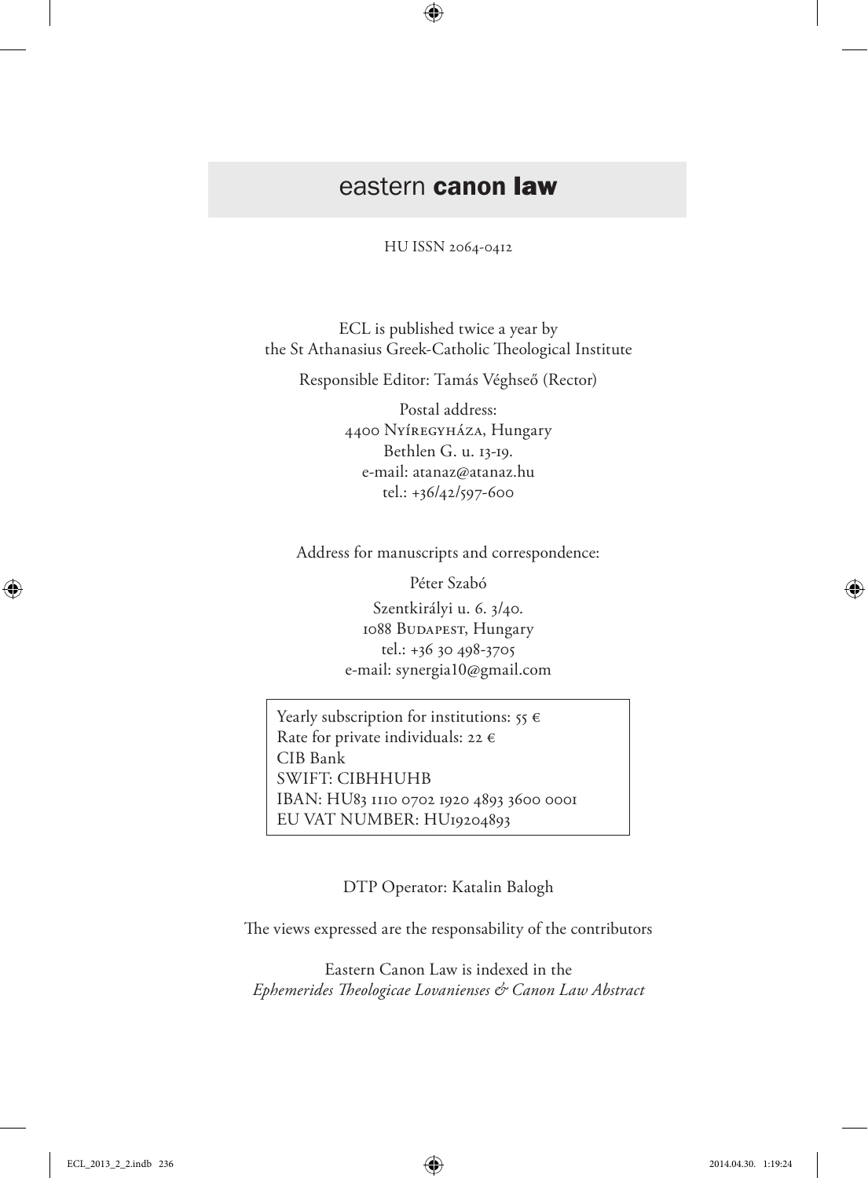# eastern **canon law**

HU ISSN 2064-0412

ECL is published twice a year by
the St Athanasius Greek-Catholic Theological Institute

Responsible Editor: Tamás Véghseő (Rector)

Postal address:
4400 Nyíregyháza, Hungary
Bethlen G. u. 13-19.
e-mail: atanaz@atanaz.hu
tel.: +36/42/597-600

Address for manuscripts and correspondence:

Péter Szabó

Szentkirályi u. 6. 3/40.
1088 Budapest, Hungary
tel.: +36 30 498-3705
e-mail: synergia10@gmail.com

Yearly subscription for institutions: 55 €
Rate for private individuals: 22 €
CIB Bank
SWIFT: CIBHHUHB
IBAN: HU83 1110 0702 1920 4893 3600 0001
EU VAT NUMBER: HU19204893

DTP Operator: Katalin Balogh

The views expressed are the responsability of the contributors

Eastern Canon Law is indexed in the
*Ephemerides Theologicae Lovanienses & Canon Law Abstract*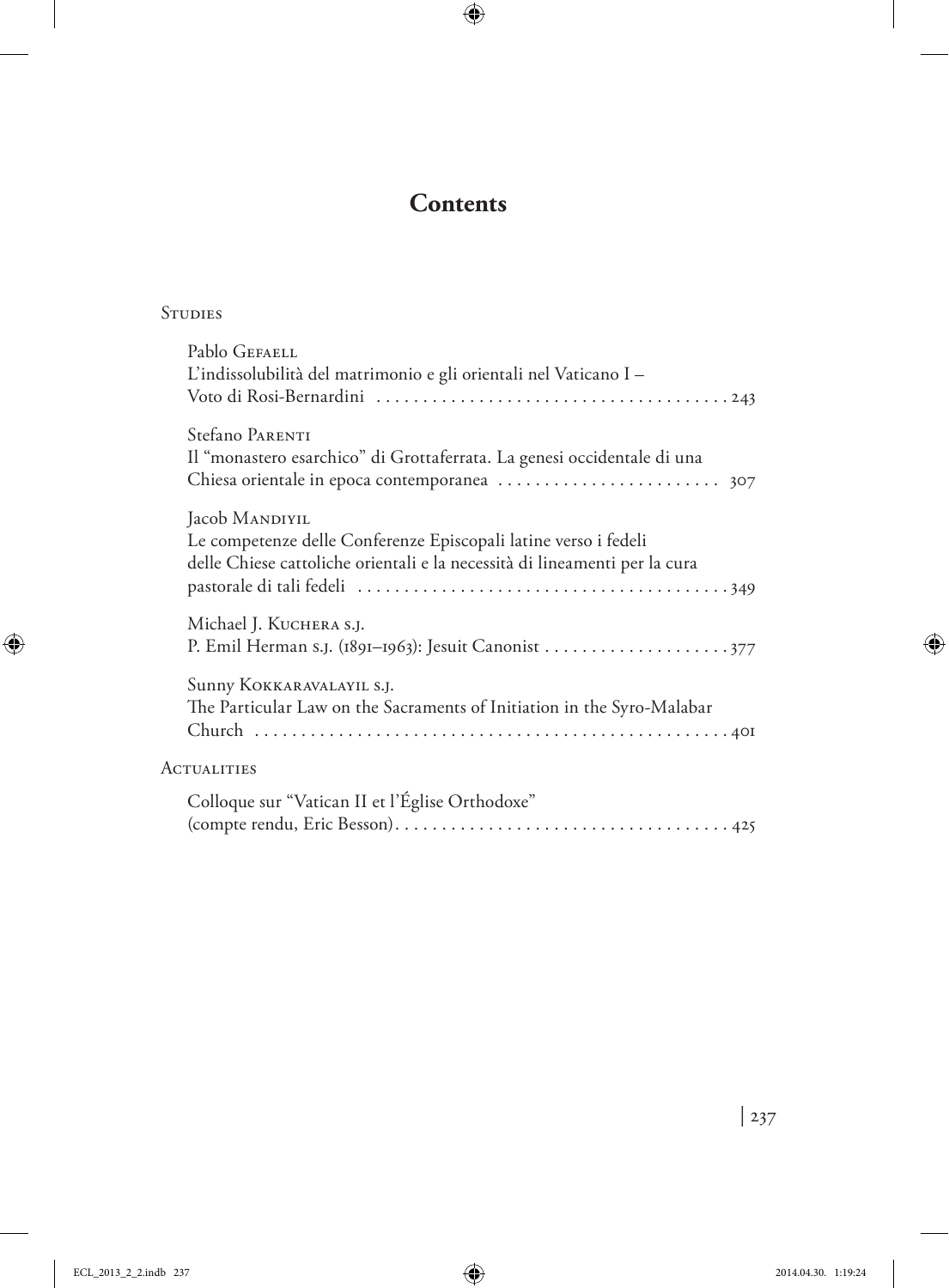# Contents

## Studies

Pablo Gefaell
L'indissolubilità del matrimonio e gli orientali nel Vaticano I – Voto di Rosi-Bernardini . . . . . . . . . . . . . . . . . . . . . . . . . . . . . . . . . . . . . 243

Stefano Parenti
Il "monastero esarchico" di Grottaferrata. La genesi occidentale di una Chiesa orientale in epoca contemporanea . . . . . . . . . . . . . . . . . . . . . . . . 307

Jacob Mandiyil
Le competenze delle Conferenze Episcopali latine verso i fedeli delle Chiese cattoliche orientali e la necessità di lineamenti per la cura pastorale di tali fedeli . . . . . . . . . . . . . . . . . . . . . . . . . . . . . . . . . . . . . . . 349

Michael J. Kuchera s.j.
P. Emil Herman s.j. (1891–1963): Jesuit Canonist . . . . . . . . . . . . . . . . . . . . 377

Sunny Kokkaravalayil s.j.
The Particular Law on the Sacraments of Initiation in the Syro-Malabar Church . . . . . . . . . . . . . . . . . . . . . . . . . . . . . . . . . . . . . . . . . . . . . . . . . . 401

## Actualities

Colloque sur "Vatican II et l'Église Orthodoxe" (compte rendu, Eric Besson). . . . . . . . . . . . . . . . . . . . . . . . . . . . . . . . . . . . 425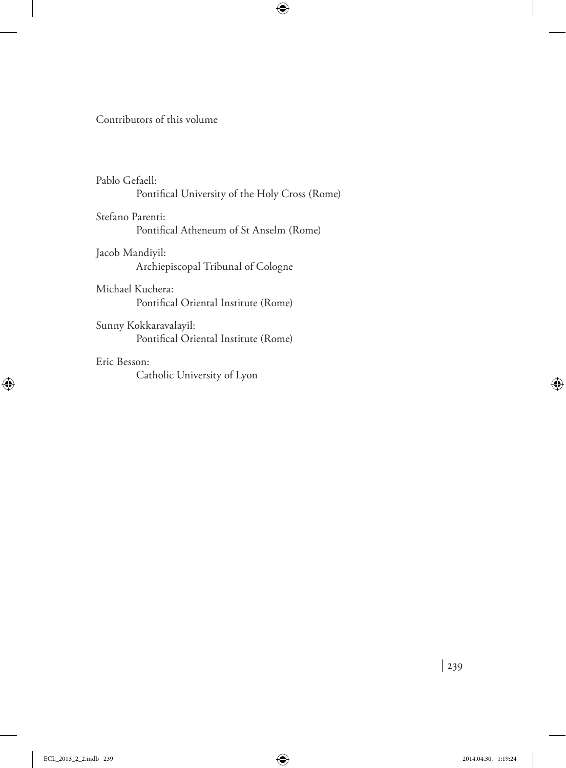## Contributors of this volume

Pablo Gefaell:
Pontifical University of the Holy Cross (Rome)

Stefano Parenti:
Pontifical Atheneum of St Anselm (Rome)

Jacob Mandiyil:
Archiepiscopal Tribunal of Cologne

Michael Kuchera:
Pontifical Oriental Institute (Rome)

Sunny Kokkaravalayil:
Pontifical Oriental Institute (Rome)

Eric Besson:
Catholic University of Lyon